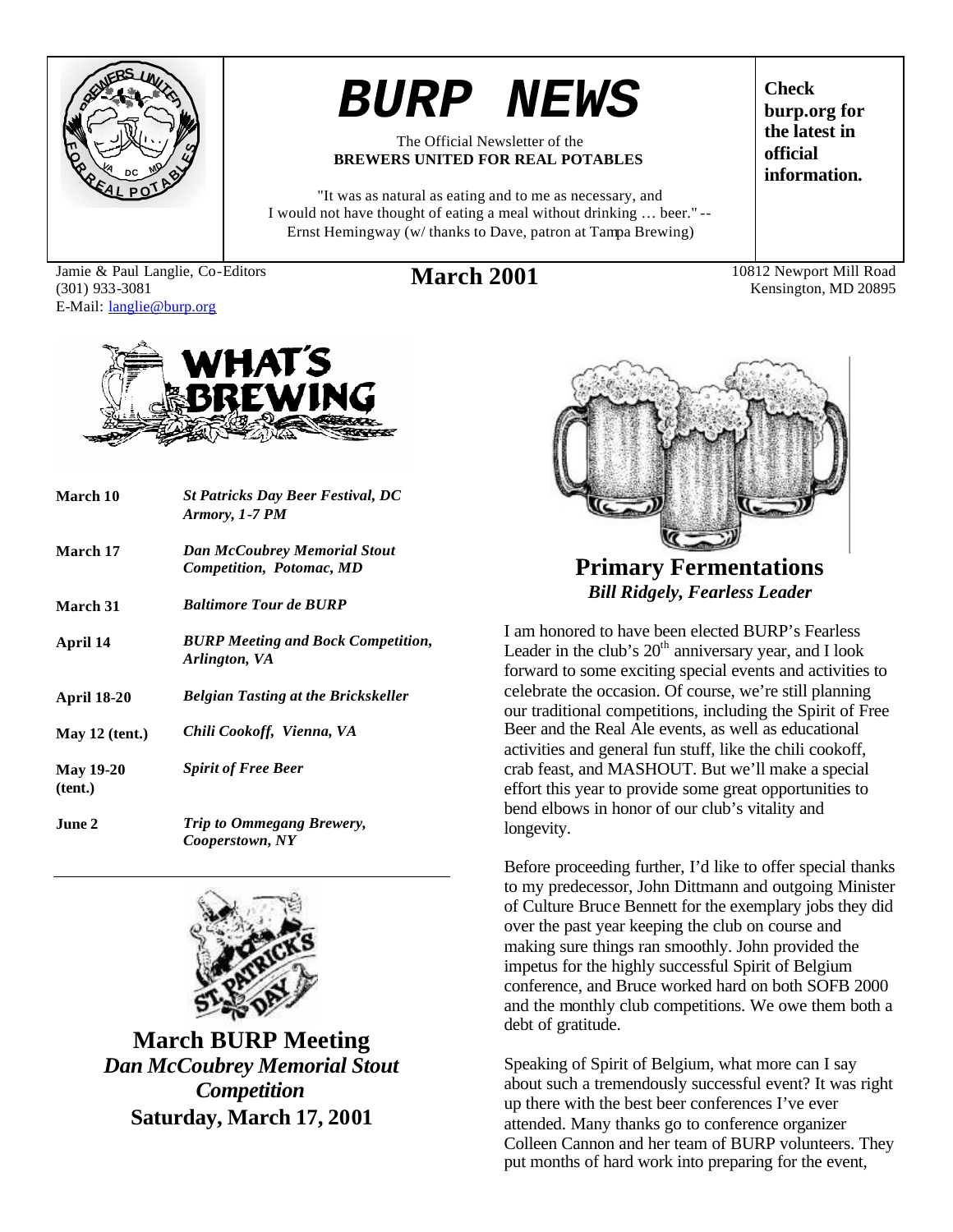# BURP NEWS

The Official Newsletter of the
**BREWERS UNITED FOR REAL POTABLES**

"It was as natural as eating and to me as necessary, and I would not have thought of eating a meal without drinking … beer." -- Ernst Hemingway (w/ thanks to Dave, patron at Tampa Brewing)

**Check burp.org for the latest in official information.**

Jamie & Paul Langlie, Co-Editors
(301) 933-3081
E-Mail: langlie@burp.org

**March 2001**

10812 Newport Mill Road
Kensington, MD 20895

## WHAT'S BREWING

| | |
|---|---|
| **March 10** | ***St Patricks Day Beer Festival, DC Armory, 1-7 PM*** |
| **March 17** | ***Dan McCoubrey Memorial Stout Competition, Potomac, MD*** |
| **March 31** | ***Baltimore Tour de BURP*** |
| **April 14** | ***BURP Meeting and Bock Competition, Arlington, VA*** |
| **April 18-20** | ***Belgian Tasting at the Brickskeller*** |
| **May 12 (tent.)** | ***Chili Cookoff, Vienna, VA*** |
| **May 19-20 (tent.)** | ***Spirit of Free Beer*** |
| **June 2** | ***Trip to Ommegang Brewery, Cooperstown, NY*** |

## March BURP Meeting
## *Dan McCoubrey Memorial Stout Competition*
**Saturday, March 17, 2001**

## Primary Fermentations
***Bill Ridgely, Fearless Leader***

I am honored to have been elected BURP's Fearless Leader in the club's 20th anniversary year, and I look forward to some exciting special events and activities to celebrate the occasion. Of course, we're still planning our traditional competitions, including the Spirit of Free Beer and the Real Ale events, as well as educational activities and general fun stuff, like the chili cookoff, crab feast, and MASHOUT. But we'll make a special effort this year to provide some great opportunities to bend elbows in honor of our club's vitality and longevity.

Before proceeding further, I'd like to offer special thanks to my predecessor, John Dittmann and outgoing Minister of Culture Bruce Bennett for the exemplary jobs they did over the past year keeping the club on course and making sure things ran smoothly. John provided the impetus for the highly successful Spirit of Belgium conference, and Bruce worked hard on both SOFB 2000 and the monthly club competitions. We owe them both a debt of gratitude.

Speaking of Spirit of Belgium, what more can I say about such a tremendously successful event? It was right up there with the best beer conferences I've ever attended. Many thanks go to conference organizer Colleen Cannon and her team of BURP volunteers. They put months of hard work into preparing for the event,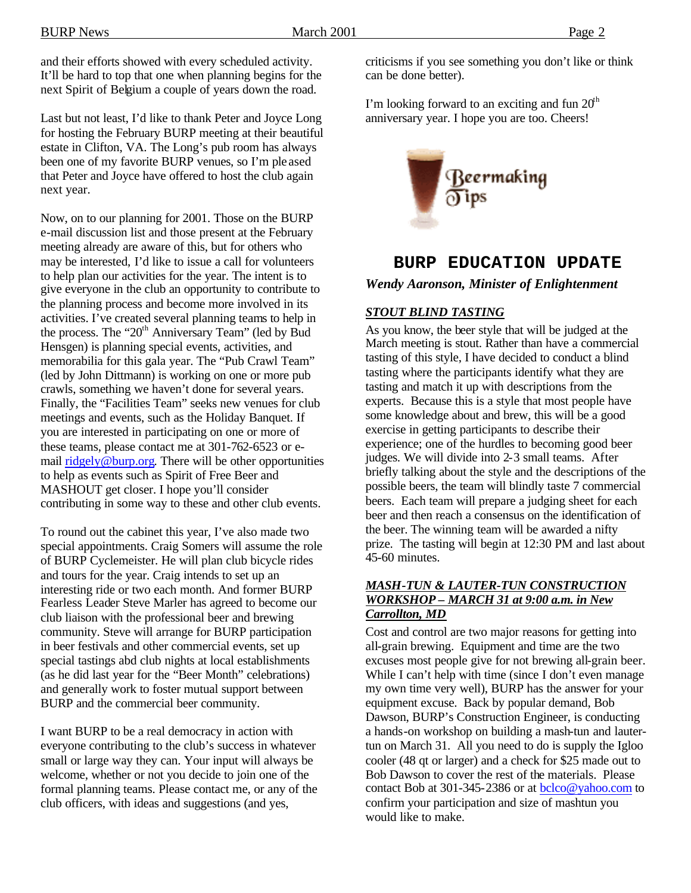and their efforts showed with every scheduled activity. It'll be hard to top that one when planning begins for the next Spirit of Belgium a couple of years down the road.

Last but not least, I'd like to thank Peter and Joyce Long for hosting the February BURP meeting at their beautiful estate in Clifton, VA. The Long's pub room has always been one of my favorite BURP venues, so I'm pleased that Peter and Joyce have offered to host the club again next year.

Now, on to our planning for 2001. Those on the BURP e-mail discussion list and those present at the February meeting already are aware of this, but for others who may be interested, I'd like to issue a call for volunteers to help plan our activities for the year. The intent is to give everyone in the club an opportunity to contribute to the planning process and become more involved in its activities. I've created several planning teams to help in the process. The "20th Anniversary Team" (led by Bud Hensgen) is planning special events, activities, and memorabilia for this gala year. The "Pub Crawl Team" (led by John Dittmann) is working on one or more pub crawls, something we haven't done for several years. Finally, the "Facilities Team" seeks new venues for club meetings and events, such as the Holiday Banquet. If you are interested in participating on one or more of these teams, please contact me at 301-762-6523 or e-mail ridgely@burp.org. There will be other opportunities to help as events such as Spirit of Free Beer and MASHOUT get closer. I hope you'll consider contributing in some way to these and other club events.

To round out the cabinet this year, I've also made two special appointments. Craig Somers will assume the role of BURP Cyclemeister. He will plan club bicycle rides and tours for the year. Craig intends to set up an interesting ride or two each month. And former BURP Fearless Leader Steve Marler has agreed to become our club liaison with the professional beer and brewing community. Steve will arrange for BURP participation in beer festivals and other commercial events, set up special tastings abd club nights at local establishments (as he did last year for the "Beer Month" celebrations) and generally work to foster mutual support between BURP and the commercial beer community.

I want BURP to be a real democracy in action with everyone contributing to the club's success in whatever small or large way they can. Your input will always be welcome, whether or not you decide to join one of the formal planning teams. Please contact me, or any of the club officers, with ideas and suggestions (and yes, criticisms if you see something you don't like or think can be done better).

I'm looking forward to an exciting and fun 20th anniversary year. I hope you are too. Cheers!

Beermaking Tips

## BURP EDUCATION UPDATE

***Wendy Aaronson, Minister of Enlightenment***

***STOUT BLIND TASTING***

As you know, the beer style that will be judged at the March meeting is stout. Rather than have a commercial tasting of this style, I have decided to conduct a blind tasting where the participants identify what they are tasting and match it up with descriptions from the experts. Because this is a style that most people have some knowledge about and brew, this will be a good exercise in getting participants to describe their experience; one of the hurdles to becoming good beer judges. We will divide into 2-3 small teams. After briefly talking about the style and the descriptions of the possible beers, the team will blindly taste 7 commercial beers. Each team will prepare a judging sheet for each beer and then reach a consensus on the identification of the beer. The winning team will be awarded a nifty prize. The tasting will begin at 12:30 PM and last about 45-60 minutes.

***MASH-TUN & LAUTER-TUN CONSTRUCTION WORKSHOP – MARCH 31 at 9:00 a.m. in New Carrollton, MD***

Cost and control are two major reasons for getting into all-grain brewing. Equipment and time are the two excuses most people give for not brewing all-grain beer. While I can't help with time (since I don't even manage my own time very well), BURP has the answer for your equipment excuse. Back by popular demand, Bob Dawson, BURP's Construction Engineer, is conducting a hands-on workshop on building a mash-tun and lauter-tun on March 31. All you need to do is supply the Igloo cooler (48 qt or larger) and a check for $25 made out to Bob Dawson to cover the rest of the materials. Please contact Bob at 301-345-2386 or at bclco@yahoo.com to confirm your participation and size of mashtun you would like to make.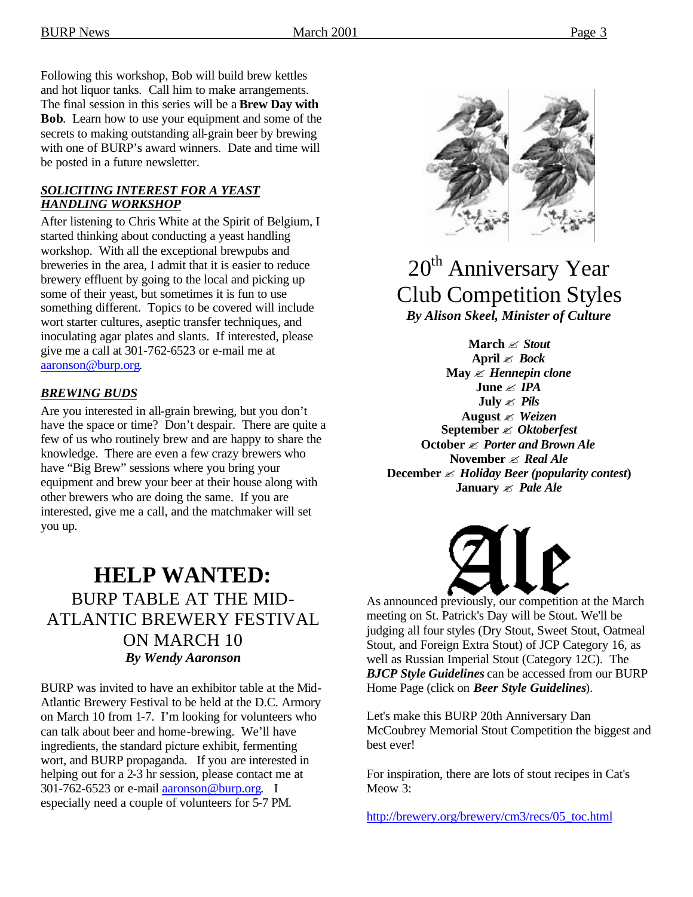Following this workshop, Bob will build brew kettles and hot liquor tanks. Call him to make arrangements. The final session in this series will be a **Brew Day with Bob**. Learn how to use your equipment and some of the secrets to making outstanding all-grain beer by brewing with one of BURP's award winners. Date and time will be posted in a future newsletter.

### ***SOLICITING INTEREST FOR A YEAST HANDLING WORKSHOP***

After listening to Chris White at the Spirit of Belgium, I started thinking about conducting a yeast handling workshop. With all the exceptional brewpubs and breweries in the area, I admit that it is easier to reduce brewery effluent by going to the local and picking up some of their yeast, but sometimes it is fun to use something different. Topics to be covered will include wort starter cultures, aseptic transfer techniques, and inoculating agar plates and slants. If interested, please give me a call at 301-762-6523 or e-mail me at aaronson@burp.org.

### ***BREWING BUDS***

Are you interested in all-grain brewing, but you don't have the space or time? Don't despair. There are quite a few of us who routinely brew and are happy to share the knowledge. There are even a few crazy brewers who have "Big Brew" sessions where you bring your equipment and brew your beer at their house along with other brewers who are doing the same. If you are interested, give me a call, and the matchmaker will set you up.

# HELP WANTED:

## BURP TABLE AT THE MID-ATLANTIC BREWERY FESTIVAL ON MARCH 10

***By Wendy Aaronson***

BURP was invited to have an exhibitor table at the Mid-Atlantic Brewery Festival to be held at the D.C. Armory on March 10 from 1-7. I'm looking for volunteers who can talk about beer and home-brewing. We'll have ingredients, the standard picture exhibit, fermenting wort, and BURP propaganda. If you are interested in helping out for a 2-3 hr session, please contact me at 301-762-6523 or e-mail aaronson@burp.org. I especially need a couple of volunteers for 5-7 PM.

# 20th Anniversary Year Club Competition Styles

***By Alison Skeel, Minister of Culture***

**March** ✍ ***Stout***
**April** ✍ ***Bock***
**May** ✍ ***Hennepin clone***
**June** ✍ ***IPA***
**July** ✍ ***Pils***
**August** ✍ ***Weizen***
**September** ✍ ***Oktoberfest***
**October** ✍ ***Porter and Brown Ale***
**November** ✍ ***Real Ale***
**December** ✍ ***Holiday Beer (popularity contest)***
**January** ✍ ***Pale Ale***

As announced previously, our competition at the March meeting on St. Patrick's Day will be Stout. We'll be judging all four styles (Dry Stout, Sweet Stout, Oatmeal Stout, and Foreign Extra Stout) of JCP Category 16, as well as Russian Imperial Stout (Category 12C). The ***BJCP Style Guidelines*** can be accessed from our BURP Home Page (click on ***Beer Style Guidelines***).

Let's make this BURP 20th Anniversary Dan McCoubrey Memorial Stout Competition the biggest and best ever!

For inspiration, there are lots of stout recipes in Cat's Meow 3:

http://brewery.org/brewery/cm3/recs/05_toc.html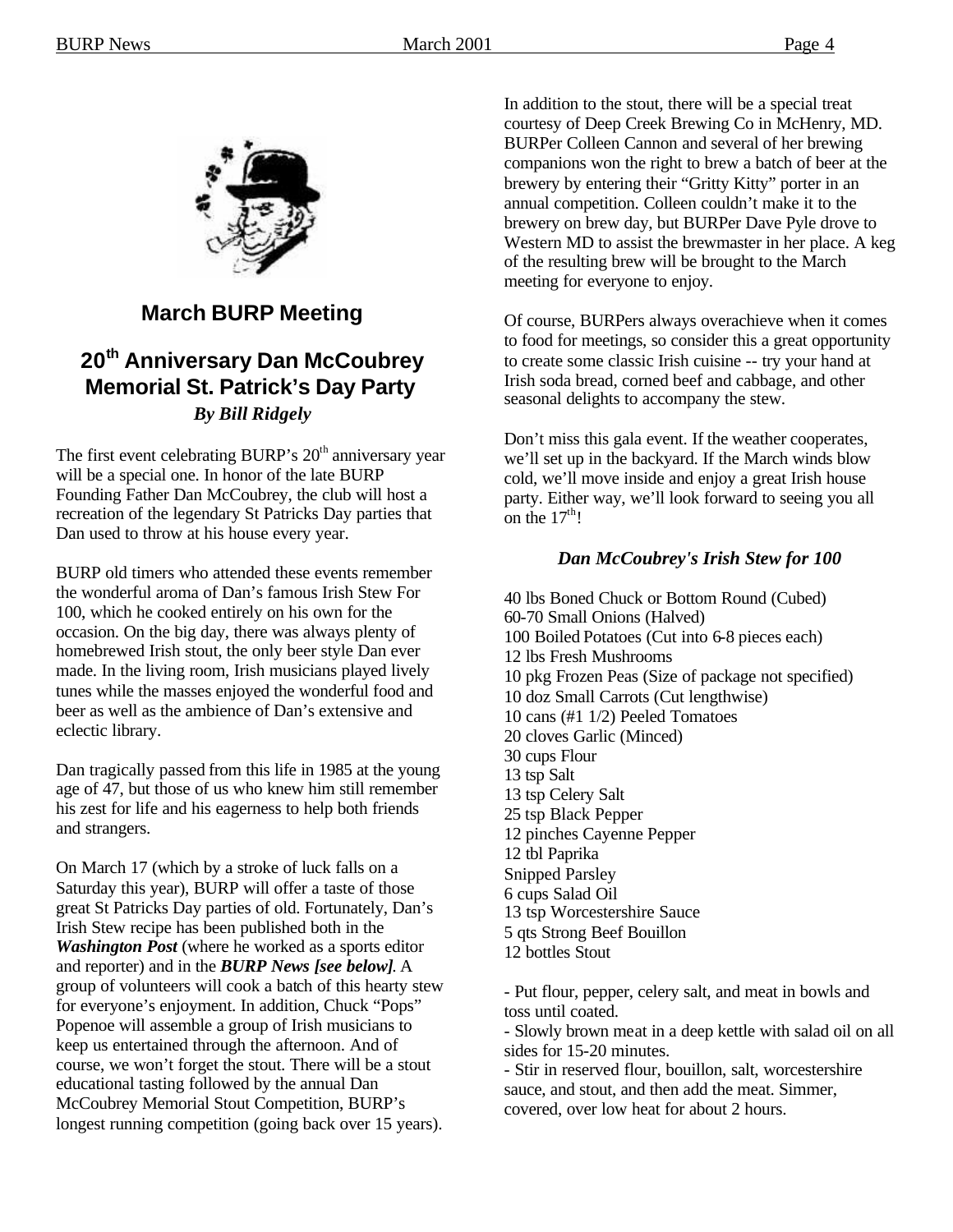## March BURP Meeting

## 20th Anniversary Dan McCoubrey Memorial St. Patrick's Day Party

***By Bill Ridgely***

The first event celebrating BURP's 20th anniversary year will be a special one. In honor of the late BURP Founding Father Dan McCoubrey, the club will host a recreation of the legendary St Patricks Day parties that Dan used to throw at his house every year.

BURP old timers who attended these events remember the wonderful aroma of Dan's famous Irish Stew For 100, which he cooked entirely on his own for the occasion. On the big day, there was always plenty of homebrewed Irish stout, the only beer style Dan ever made. In the living room, Irish musicians played lively tunes while the masses enjoyed the wonderful food and beer as well as the ambience of Dan's extensive and eclectic library.

Dan tragically passed from this life in 1985 at the young age of 47, but those of us who knew him still remember his zest for life and his eagerness to help both friends and strangers.

On March 17 (which by a stroke of luck falls on a Saturday this year), BURP will offer a taste of those great St Patricks Day parties of old. Fortunately, Dan's Irish Stew recipe has been published both in the ***Washington Post*** (where he worked as a sports editor and reporter) and in the ***BURP News [see below]***. A group of volunteers will cook a batch of this hearty stew for everyone's enjoyment. In addition, Chuck "Pops" Popenoe will assemble a group of Irish musicians to keep us entertained through the afternoon. And of course, we won't forget the stout. There will be a stout educational tasting followed by the annual Dan McCoubrey Memorial Stout Competition, BURP's longest running competition (going back over 15 years).

In addition to the stout, there will be a special treat courtesy of Deep Creek Brewing Co in McHenry, MD. BURPer Colleen Cannon and several of her brewing companions won the right to brew a batch of beer at the brewery by entering their "Gritty Kitty" porter in an annual competition. Colleen couldn't make it to the brewery on brew day, but BURPer Dave Pyle drove to Western MD to assist the brewmaster in her place. A keg of the resulting brew will be brought to the March meeting for everyone to enjoy.

Of course, BURPers always overachieve when it comes to food for meetings, so consider this a great opportunity to create some classic Irish cuisine -- try your hand at Irish soda bread, corned beef and cabbage, and other seasonal delights to accompany the stew.

Don't miss this gala event. If the weather cooperates, we'll set up in the backyard. If the March winds blow cold, we'll move inside and enjoy a great Irish house party. Either way, we'll look forward to seeing you all on the 17th!

### *Dan McCoubrey's Irish Stew for 100*

40 lbs Boned Chuck or Bottom Round (Cubed)
60-70 Small Onions (Halved)
100 Boiled Potatoes (Cut into 6-8 pieces each)
12 lbs Fresh Mushrooms
10 pkg Frozen Peas (Size of package not specified)
10 doz Small Carrots (Cut lengthwise)
10 cans (#1 1/2) Peeled Tomatoes
20 cloves Garlic (Minced)
30 cups Flour
13 tsp Salt
13 tsp Celery Salt
25 tsp Black Pepper
12 pinches Cayenne Pepper
12 tbl Paprika
Snipped Parsley
6 cups Salad Oil
13 tsp Worcestershire Sauce
5 qts Strong Beef Bouillon
12 bottles Stout

- Put flour, pepper, celery salt, and meat in bowls and toss until coated.
- Slowly brown meat in a deep kettle with salad oil on all sides for 15-20 minutes.
- Stir in reserved flour, bouillon, salt, worcestershire sauce, and stout, and then add the meat. Simmer, covered, over low heat for about 2 hours.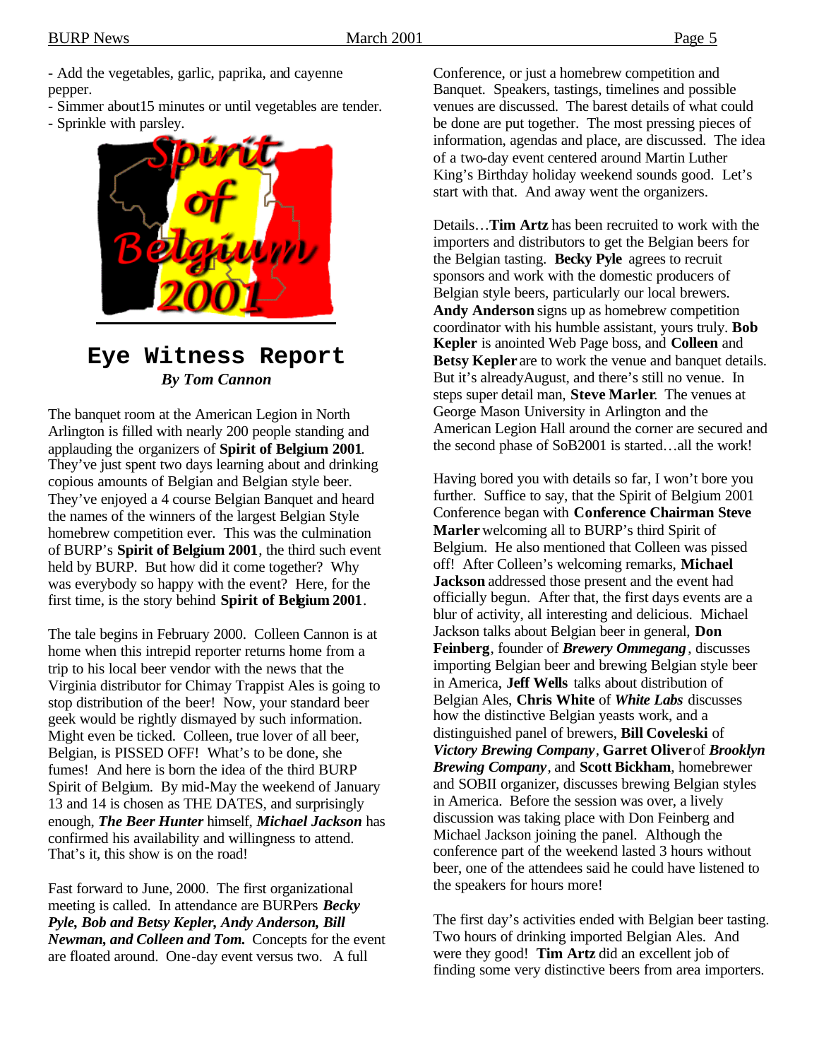- Add the vegetables, garlic, paprika, and cayenne pepper.
- Simmer about15 minutes or until vegetables are tender.
- Sprinkle with parsley.

## Eye Witness Report

***By Tom Cannon***

The banquet room at the American Legion in North Arlington is filled with nearly 200 people standing and applauding the organizers of **Spirit of Belgium 2001**. They've just spent two days learning about and drinking copious amounts of Belgian and Belgian style beer. They've enjoyed a 4 course Belgian Banquet and heard the names of the winners of the largest Belgian Style homebrew competition ever. This was the culmination of BURP's **Spirit of Belgium 2001**, the third such event held by BURP. But how did it come together? Why was everybody so happy with the event? Here, for the first time, is the story behind **Spirit of Belgium 2001**.

The tale begins in February 2000. Colleen Cannon is at home when this intrepid reporter returns home from a trip to his local beer vendor with the news that the Virginia distributor for Chimay Trappist Ales is going to stop distribution of the beer! Now, your standard beer geek would be rightly dismayed by such information. Might even be ticked. Colleen, true lover of all beer, Belgian, is PISSED OFF! What's to be done, she fumes! And here is born the idea of the third BURP Spirit of Belgium. By mid-May the weekend of January 13 and 14 is chosen as THE DATES, and surprisingly enough, ***The Beer Hunter*** himself, ***Michael Jackson*** has confirmed his availability and willingness to attend. That's it, this show is on the road!

Fast forward to June, 2000. The first organizational meeting is called. In attendance are BURPers ***Becky Pyle, Bob and Betsy Kepler, Andy Anderson, Bill Newman, and Colleen and Tom.*** Concepts for the event are floated around. One-day event versus two. A full Conference, or just a homebrew competition and Banquet. Speakers, tastings, timelines and possible venues are discussed. The barest details of what could be done are put together. The most pressing pieces of information, agendas and place, are discussed. The idea of a two-day event centered around Martin Luther King's Birthday holiday weekend sounds good. Let's start with that. And away went the organizers.

Details…**Tim Artz** has been recruited to work with the importers and distributors to get the Belgian beers for the Belgian tasting. **Becky Pyle** agrees to recruit sponsors and work with the domestic producers of Belgian style beers, particularly our local brewers. **Andy Anderson** signs up as homebrew competition coordinator with his humble assistant, yours truly. **Bob Kepler** is anointed Web Page boss, and **Colleen** and **Betsy Kepler** are to work the venue and banquet details. But it's already August, and there's still no venue. In steps super detail man, **Steve Marler**. The venues at George Mason University in Arlington and the American Legion Hall around the corner are secured and the second phase of SoB2001 is started…all the work!

Having bored you with details so far, I won't bore you further. Suffice to say, that the Spirit of Belgium 2001 Conference began with **Conference Chairman Steve Marler** welcoming all to BURP's third Spirit of Belgium. He also mentioned that Colleen was pissed off! After Colleen's welcoming remarks, **Michael Jackson** addressed those present and the event had officially begun. After that, the first days events are a blur of activity, all interesting and delicious. Michael Jackson talks about Belgian beer in general, **Don Feinberg**, founder of ***Brewery Ommegang***, discusses importing Belgian beer and brewing Belgian style beer in America, **Jeff Wells** talks about distribution of Belgian Ales, **Chris White** of ***White Labs*** discusses how the distinctive Belgian yeasts work, and a distinguished panel of brewers, **Bill Coveleski** of ***Victory Brewing Company***, **Garret Oliver** of ***Brooklyn Brewing Company***, and **Scott Bickham**, homebrewer and SOBII organizer, discusses brewing Belgian styles in America. Before the session was over, a lively discussion was taking place with Don Feinberg and Michael Jackson joining the panel. Although the conference part of the weekend lasted 3 hours without beer, one of the attendees said he could have listened to the speakers for hours more!

The first day's activities ended with Belgian beer tasting. Two hours of drinking imported Belgian Ales. And were they good! **Tim Artz** did an excellent job of finding some very distinctive beers from area importers.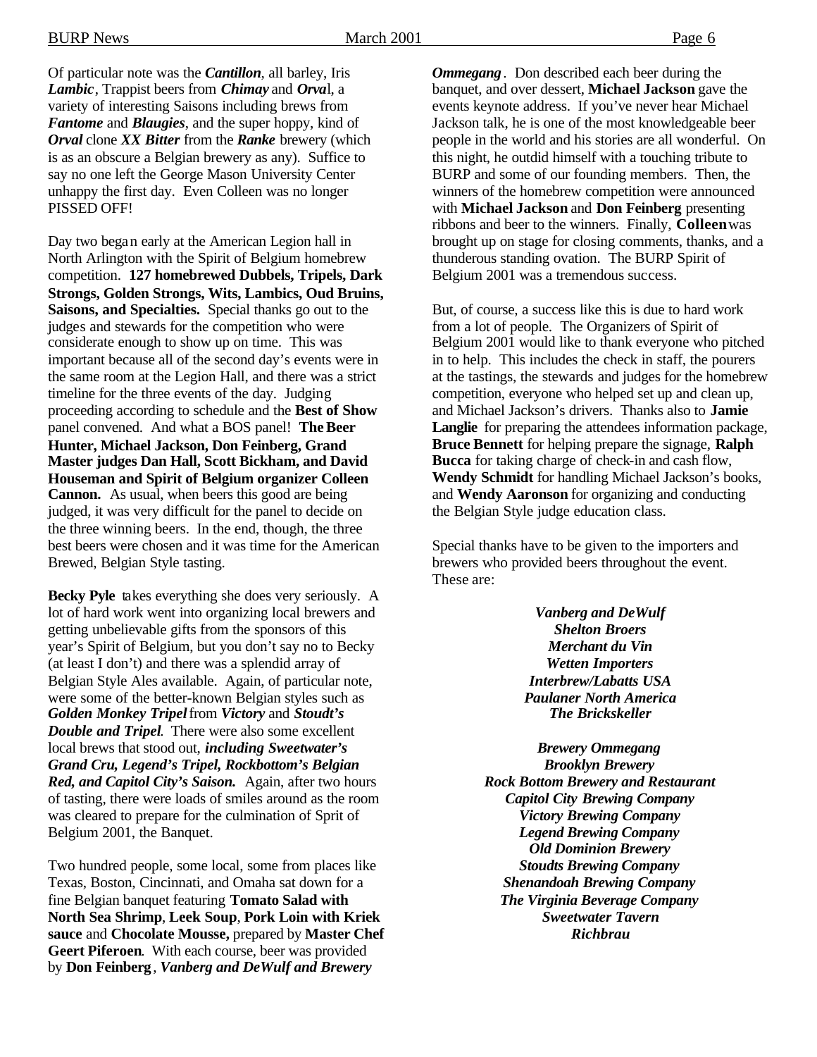Of particular note was the ***Cantillon***, all barley, Iris ***Lambic***, Trappist beers from ***Chimay*** and ***Orva***l, a variety of interesting Saisons including brews from ***Fantome*** and ***Blaugies***, and the super hoppy, kind of ***Orval*** clone ***XX Bitter*** from the ***Ranke*** brewery (which is as an obscure a Belgian brewery as any). Suffice to say no one left the George Mason University Center unhappy the first day. Even Colleen was no longer PISSED OFF!

Day two began early at the American Legion hall in North Arlington with the Spirit of Belgium homebrew competition. **127 homebrewed Dubbels, Tripels, Dark Strongs, Golden Strongs, Wits, Lambics, Oud Bruins, Saisons, and Specialties.** Special thanks go out to the judges and stewards for the competition who were considerate enough to show up on time. This was important because all of the second day's events were in the same room at the Legion Hall, and there was a strict timeline for the three events of the day. Judging proceeding according to schedule and the **Best of Show** panel convened. And what a BOS panel! **The Beer Hunter, Michael Jackson, Don Feinberg, Grand Master judges Dan Hall, Scott Bickham, and David Houseman and Spirit of Belgium organizer Colleen Cannon.** As usual, when beers this good are being judged, it was very difficult for the panel to decide on the three winning beers. In the end, though, the three best beers were chosen and it was time for the American Brewed, Belgian Style tasting.

**Becky Pyle** takes everything she does very seriously. A lot of hard work went into organizing local brewers and getting unbelievable gifts from the sponsors of this year's Spirit of Belgium, but you don't say no to Becky (at least I don't) and there was a splendid array of Belgian Style Ales available. Again, of particular note, were some of the better-known Belgian styles such as ***Golden Monkey Tripel*** from ***Victory*** and ***Stoudt's Double and Tripel***. There were also some excellent local brews that stood out, ***including Sweetwater's Grand Cru, Legend's Tripel, Rockbottom's Belgian Red, and Capitol City's Saison.*** Again, after two hours of tasting, there were loads of smiles around as the room was cleared to prepare for the culmination of Sprit of Belgium 2001, the Banquet.

Two hundred people, some local, some from places like Texas, Boston, Cincinnati, and Omaha sat down for a fine Belgian banquet featuring **Tomato Salad with North Sea Shrimp**, **Leek Soup**, **Pork Loin with Kriek sauce** and **Chocolate Mousse,** prepared by **Master Chef Geert Piferoen**. With each course, beer was provided by **Don Feinberg**, ***Vanberg and DeWulf and Brewery Ommegang***. Don described each beer during the banquet, and over dessert, **Michael Jackson** gave the events keynote address. If you've never hear Michael Jackson talk, he is one of the most knowledgeable beer people in the world and his stories are all wonderful. On this night, he outdid himself with a touching tribute to BURP and some of our founding members. Then, the winners of the homebrew competition were announced with **Michael Jackson** and **Don Feinberg** presenting ribbons and beer to the winners. Finally, **Colleen** was brought up on stage for closing comments, thanks, and a thunderous standing ovation. The BURP Spirit of Belgium 2001 was a tremendous success.

But, of course, a success like this is due to hard work from a lot of people. The Organizers of Spirit of Belgium 2001 would like to thank everyone who pitched in to help. This includes the check in staff, the pourers at the tastings, the stewards and judges for the homebrew competition, everyone who helped set up and clean up, and Michael Jackson's drivers. Thanks also to **Jamie Langlie** for preparing the attendees information package, **Bruce Bennett** for helping prepare the signage, **Ralph Bucca** for taking charge of check-in and cash flow, **Wendy Schmidt** for handling Michael Jackson's books, and **Wendy Aaronson** for organizing and conducting the Belgian Style judge education class.

Special thanks have to be given to the importers and brewers who provided beers throughout the event. These are:

***Vanberg and DeWulf***
***Shelton Broers***
***Merchant du Vin***
***Wetten Importers***
***Interbrew/Labatts USA***
***Paulaner North America***
***The Brickskeller***

***Brewery Ommegang***
***Brooklyn Brewery***
***Rock Bottom Brewery and Restaurant***
***Capitol City Brewing Company***
***Victory Brewing Company***
***Legend Brewing Company***
***Old Dominion Brewery***
***Stoudts Brewing Company***
***Shenandoah Brewing Company***
***The Virginia Beverage Company***
***Sweetwater Tavern***
***Richbrau***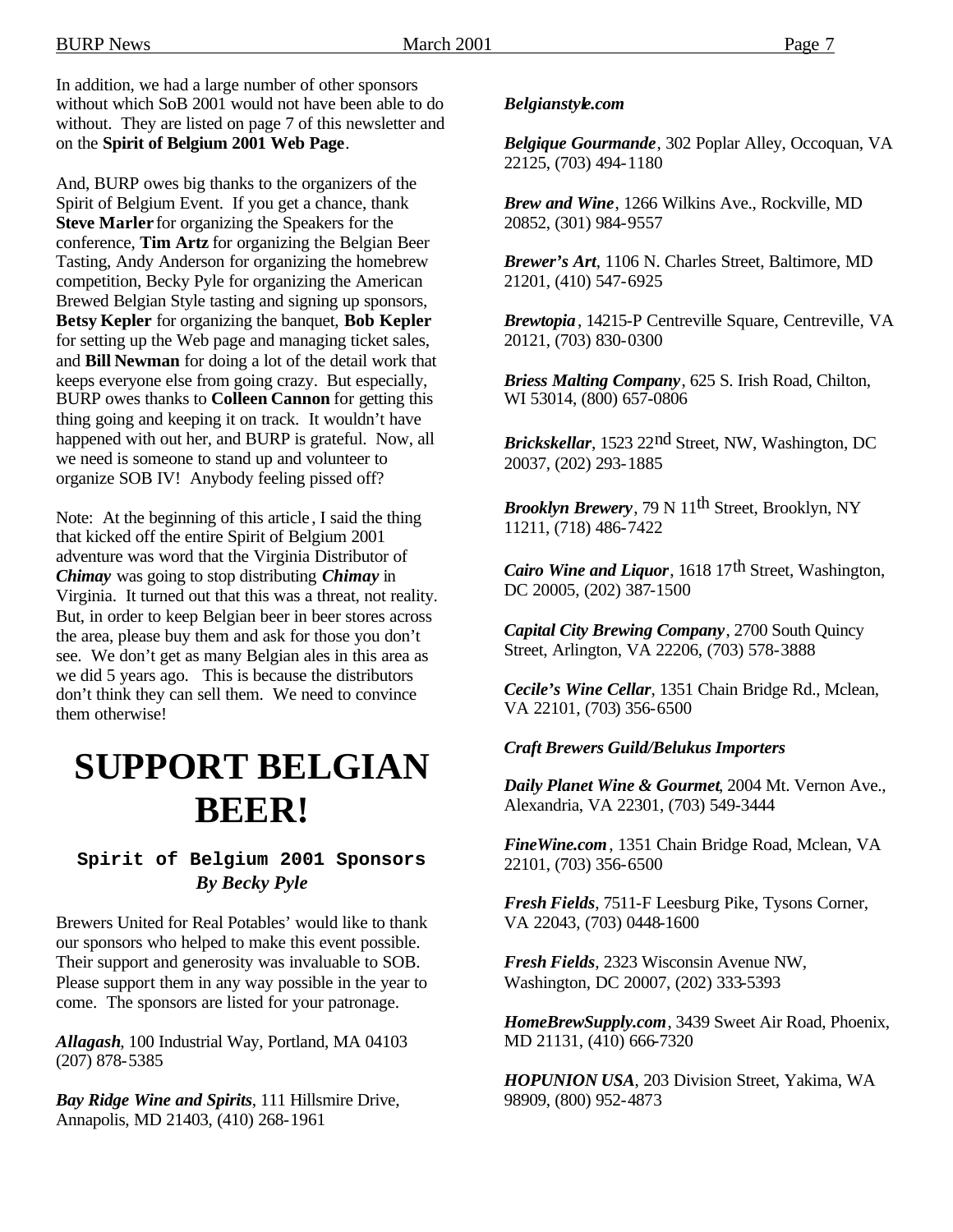In addition, we had a large number of other sponsors without which SoB 2001 would not have been able to do without. They are listed on page 7 of this newsletter and on the **Spirit of Belgium 2001 Web Page**.

And, BURP owes big thanks to the organizers of the Spirit of Belgium Event. If you get a chance, thank **Steve Marler** for organizing the Speakers for the conference, **Tim Artz** for organizing the Belgian Beer Tasting, Andy Anderson for organizing the homebrew competition, Becky Pyle for organizing the American Brewed Belgian Style tasting and signing up sponsors, **Betsy Kepler** for organizing the banquet, **Bob Kepler** for setting up the Web page and managing ticket sales, and **Bill Newman** for doing a lot of the detail work that keeps everyone else from going crazy. But especially, BURP owes thanks to **Colleen Cannon** for getting this thing going and keeping it on track. It wouldn't have happened with out her, and BURP is grateful. Now, all we need is someone to stand up and volunteer to organize SOB IV! Anybody feeling pissed off?

Note: At the beginning of this article, I said the thing that kicked off the entire Spirit of Belgium 2001 adventure was word that the Virginia Distributor of ***Chimay*** was going to stop distributing ***Chimay*** in Virginia. It turned out that this was a threat, not reality. But, in order to keep Belgian beer in beer stores across the area, please buy them and ask for those you don't see. We don't get as many Belgian ales in this area as we did 5 years ago. This is because the distributors don't think they can sell them. We need to convince them otherwise!

# SUPPORT BELGIAN BEER!

### Spirit of Belgium 2001 Sponsors

***By Becky Pyle***

Brewers United for Real Potables' would like to thank our sponsors who helped to make this event possible. Their support and generosity was invaluable to SOB. Please support them in any way possible in the year to come. The sponsors are listed for your patronage.

***Allagash***, 100 Industrial Way, Portland, MA 04103 (207) 878-5385

***Bay Ridge Wine and Spirits***, 111 Hillsmire Drive, Annapolis, MD 21403, (410) 268-1961

***Belgianstyle.com***

***Belgique Gourmande***, 302 Poplar Alley, Occoquan, VA 22125, (703) 494-1180

***Brew and Wine***, 1266 Wilkins Ave., Rockville, MD 20852, (301) 984-9557

***Brewer's Art***, 1106 N. Charles Street, Baltimore, MD 21201, (410) 547-6925

***Brewtopia***, 14215-P Centreville Square, Centreville, VA 20121, (703) 830-0300

***Briess Malting Company***, 625 S. Irish Road, Chilton, WI 53014, (800) 657-0806

***Brickskellar***, 1523 22nd Street, NW, Washington, DC 20037, (202) 293-1885

***Brooklyn Brewery***, 79 N 11th Street, Brooklyn, NY 11211, (718) 486-7422

***Cairo Wine and Liquor***, 1618 17th Street, Washington, DC 20005, (202) 387-1500

***Capital City Brewing Company***, 2700 South Quincy Street, Arlington, VA 22206, (703) 578-3888

***Cecile's Wine Cellar***, 1351 Chain Bridge Rd., Mclean, VA 22101, (703) 356-6500

***Craft Brewers Guild/Belukus Importers***

***Daily Planet Wine & Gourmet***, 2004 Mt. Vernon Ave., Alexandria, VA 22301, (703) 549-3444

***FineWine.com***, 1351 Chain Bridge Road, Mclean, VA 22101, (703) 356-6500

***Fresh Fields***, 7511-F Leesburg Pike, Tysons Corner, VA 22043, (703) 0448-1600

***Fresh Fields***, 2323 Wisconsin Avenue NW, Washington, DC 20007, (202) 333-5393

***HomeBrewSupply.com***, 3439 Sweet Air Road, Phoenix, MD 21131, (410) 666-7320

***HOPUNION USA***, 203 Division Street, Yakima, WA 98909, (800) 952-4873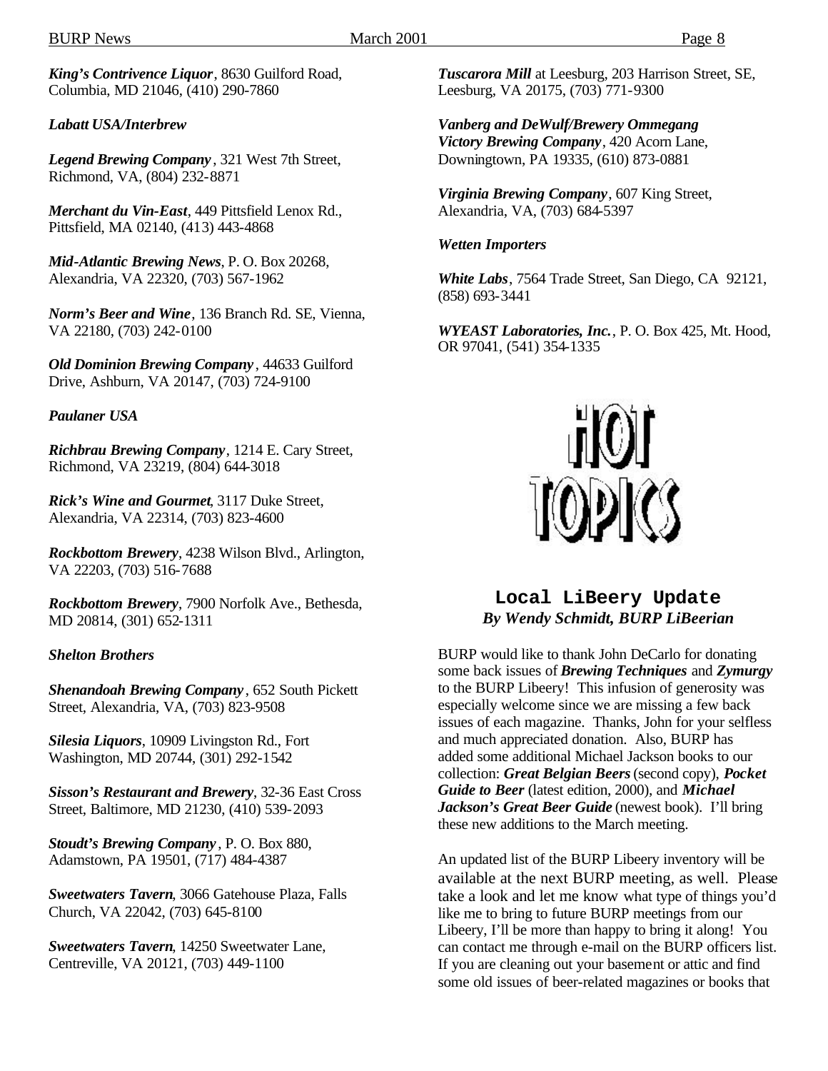***King's Contrivence Liquor***, 8630 Guilford Road, Columbia, MD 21046, (410) 290-7860

***Labatt USA/Interbrew***

***Legend Brewing Company***, 321 West 7th Street, Richmond, VA, (804) 232-8871

***Merchant du Vin-East***, 449 Pittsfield Lenox Rd., Pittsfield, MA 02140, (413) 443-4868

***Mid-Atlantic Brewing News***, P. O. Box 20268, Alexandria, VA 22320, (703) 567-1962

***Norm's Beer and Wine***, 136 Branch Rd. SE, Vienna, VA 22180, (703) 242-0100

***Old Dominion Brewing Company***, 44633 Guilford Drive, Ashburn, VA 20147, (703) 724-9100

***Paulaner USA***

***Richbrau Brewing Company***, 1214 E. Cary Street, Richmond, VA 23219, (804) 644-3018

***Rick's Wine and Gourmet***, 3117 Duke Street, Alexandria, VA 22314, (703) 823-4600

***Rockbottom Brewery***, 4238 Wilson Blvd., Arlington, VA 22203, (703) 516-7688

***Rockbottom Brewery***, 7900 Norfolk Ave., Bethesda, MD 20814, (301) 652-1311

***Shelton Brothers***

***Shenandoah Brewing Company***, 652 South Pickett Street, Alexandria, VA, (703) 823-9508

***Silesia Liquors***, 10909 Livingston Rd., Fort Washington, MD 20744, (301) 292-1542

***Sisson's Restaurant and Brewery***, 32-36 East Cross Street, Baltimore, MD 21230, (410) 539-2093

***Stoudt's Brewing Company***, P. O. Box 880, Adamstown, PA 19501, (717) 484-4387

***Sweetwaters Tavern***, 3066 Gatehouse Plaza, Falls Church, VA 22042, (703) 645-8100

***Sweetwaters Tavern***, 14250 Sweetwater Lane, Centreville, VA 20121, (703) 449-1100

***Tuscarora Mill*** at Leesburg, 203 Harrison Street, SE, Leesburg, VA 20175, (703) 771-9300

***Vanberg and DeWulf/Brewery Ommegang***

***Victory Brewing Company***, 420 Acorn Lane, Downingtown, PA 19335, (610) 873-0881

***Virginia Brewing Company***, 607 King Street, Alexandria, VA, (703) 684-5397

***Wetten Importers***

***White Labs***, 7564 Trade Street, San Diego, CA 92121, (858) 693-3441

***WYEAST Laboratories, Inc.***, P. O. Box 425, Mt. Hood, OR 97041, (541) 354-1335

# HOT TOPICS

## Local LiBeery Update

***By Wendy Schmidt, BURP LiBeerian***

BURP would like to thank John DeCarlo for donating some back issues of ***Brewing Techniques*** and ***Zymurgy*** to the BURP Libeery! This infusion of generosity was especially welcome since we are missing a few back issues of each magazine. Thanks, John for your selfless and much appreciated donation. Also, BURP has added some additional Michael Jackson books to our collection: ***Great Belgian Beers*** (second copy), ***Pocket Guide to Beer*** (latest edition, 2000), and ***Michael Jackson's Great Beer Guide*** (newest book). I'll bring these new additions to the March meeting.

An updated list of the BURP Libeery inventory will be available at the next BURP meeting, as well. Please take a look and let me know what type of things you'd like me to bring to future BURP meetings from our Libeery, I'll be more than happy to bring it along! You can contact me through e-mail on the BURP officers list. If you are cleaning out your basement or attic and find some old issues of beer-related magazines or books that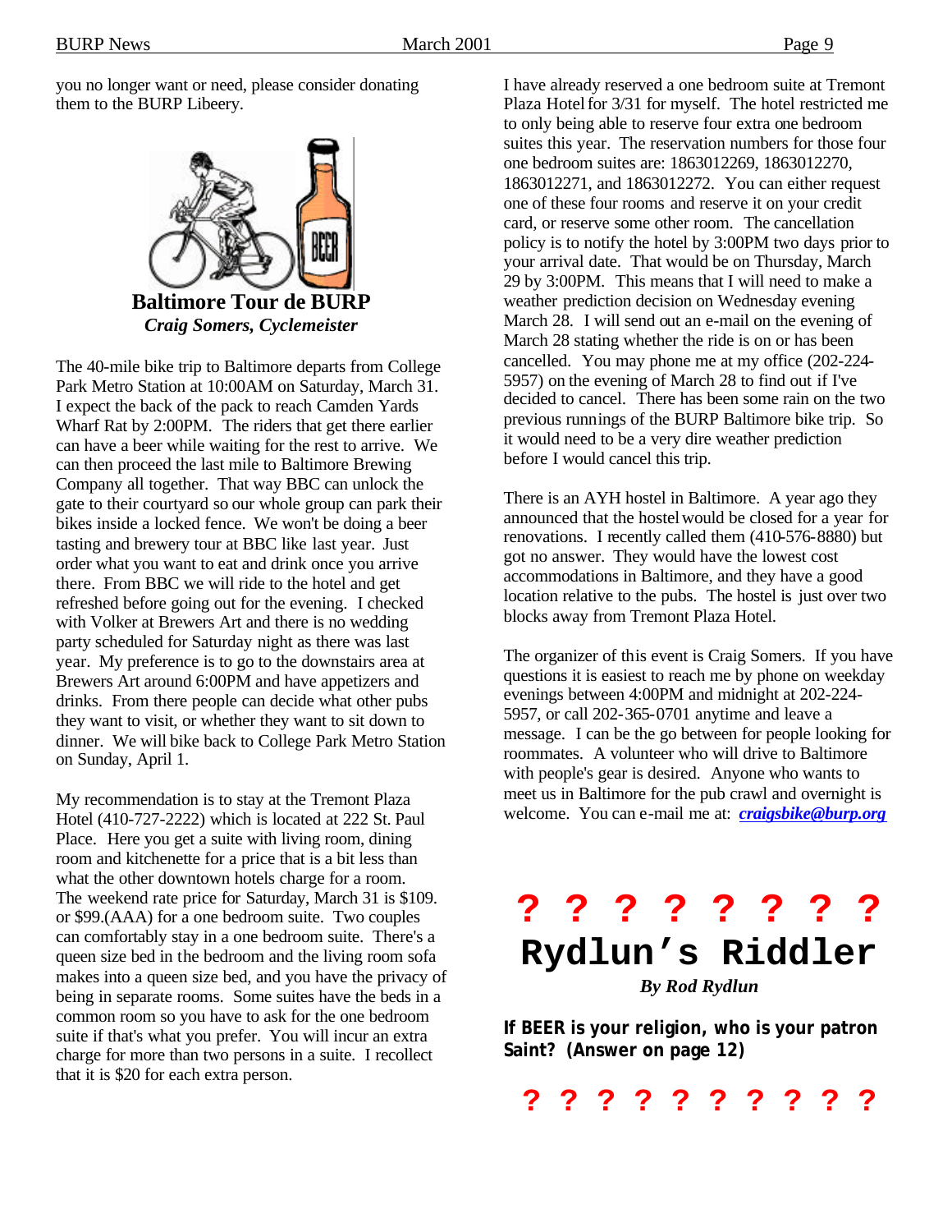you no longer want or need, please consider donating them to the BURP Libeery.

## Baltimore Tour de BURP

*Craig Somers, Cyclemeister*

The 40-mile bike trip to Baltimore departs from College Park Metro Station at 10:00AM on Saturday, March 31. I expect the back of the pack to reach Camden Yards Wharf Rat by 2:00PM. The riders that get there earlier can have a beer while waiting for the rest to arrive. We can then proceed the last mile to Baltimore Brewing Company all together. That way BBC can unlock the gate to their courtyard so our whole group can park their bikes inside a locked fence. We won't be doing a beer tasting and brewery tour at BBC like last year. Just order what you want to eat and drink once you arrive there. From BBC we will ride to the hotel and get refreshed before going out for the evening. I checked with Volker at Brewers Art and there is no wedding party scheduled for Saturday night as there was last year. My preference is to go to the downstairs area at Brewers Art around 6:00PM and have appetizers and drinks. From there people can decide what other pubs they want to visit, or whether they want to sit down to dinner. We will bike back to College Park Metro Station on Sunday, April 1.

My recommendation is to stay at the Tremont Plaza Hotel (410-727-2222) which is located at 222 St. Paul Place. Here you get a suite with living room, dining room and kitchenette for a price that is a bit less than what the other downtown hotels charge for a room. The weekend rate price for Saturday, March 31 is $109. or $99.(AAA) for a one bedroom suite. Two couples can comfortably stay in a one bedroom suite. There's a queen size bed in the bedroom and the living room sofa makes into a queen size bed, and you have the privacy of being in separate rooms. Some suites have the beds in a common room so you have to ask for the one bedroom suite if that's what you prefer. You will incur an extra charge for more than two persons in a suite. I recollect that it is $20 for each extra person.

I have already reserved a one bedroom suite at Tremont Plaza Hotel for 3/31 for myself. The hotel restricted me to only being able to reserve four extra one bedroom suites this year. The reservation numbers for those four one bedroom suites are: 1863012269, 1863012270, 1863012271, and 1863012272. You can either request one of these four rooms and reserve it on your credit card, or reserve some other room. The cancellation policy is to notify the hotel by 3:00PM two days prior to your arrival date. That would be on Thursday, March 29 by 3:00PM. This means that I will need to make a weather prediction decision on Wednesday evening March 28. I will send out an e-mail on the evening of March 28 stating whether the ride is on or has been cancelled. You may phone me at my office (202-224-5957) on the evening of March 28 to find out if I've decided to cancel. There has been some rain on the two previous runnings of the BURP Baltimore bike trip. So it would need to be a very dire weather prediction before I would cancel this trip.

There is an AYH hostel in Baltimore. A year ago they announced that the hostel would be closed for a year for renovations. I recently called them (410-576-8880) but got no answer. They would have the lowest cost accommodations in Baltimore, and they have a good location relative to the pubs. The hostel is just over two blocks away from Tremont Plaza Hotel.

The organizer of this event is Craig Somers. If you have questions it is easiest to reach me by phone on weekday evenings between 4:00PM and midnight at 202-224-5957, or call 202-365-0701 anytime and leave a message. I can be the go between for people looking for roommates. A volunteer who will drive to Baltimore with people's gear is desired. Anyone who wants to meet us in Baltimore for the pub crawl and overnight is welcome. You can e-mail me at: ***craigsbike@burp.org***

? ? ? ? ? ? ? ?

## Rydlun's Riddler

*By Rod Rydlun*

**If BEER is your religion, who is your patron Saint? (Answer on page 12)**

? ? ? ? ? ? ? ? ? ?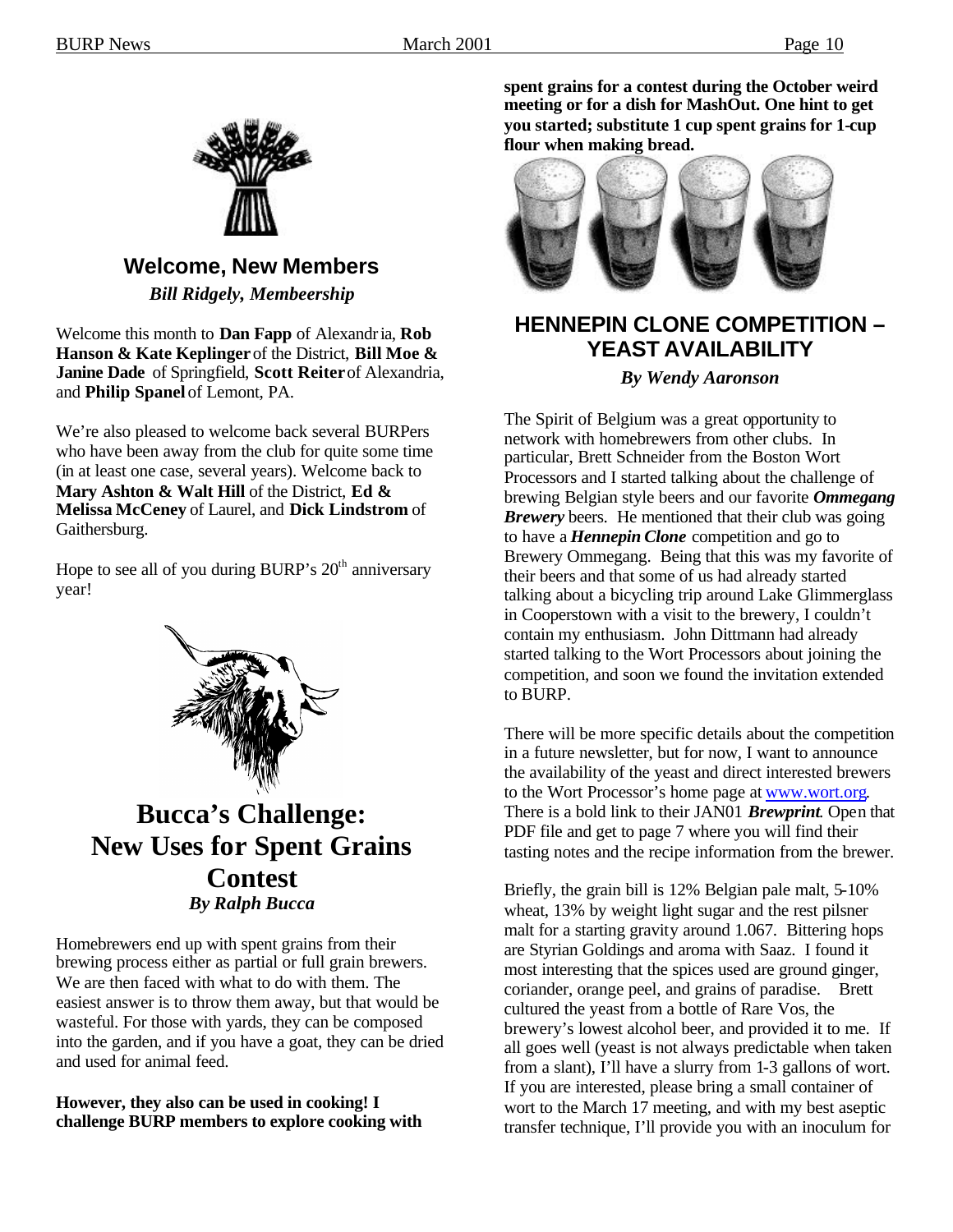## Welcome, New Members

***Bill Ridgely, Membeership***

Welcome this month to **Dan Fapp** of Alexandria, **Rob Hanson & Kate Keplinger** of the District, **Bill Moe & Janine Dade** of Springfield, **Scott Reiter** of Alexandria, and **Philip Spanel** of Lemont, PA.

We're also pleased to welcome back several BURPers who have been away from the club for quite some time (in at least one case, several years). Welcome back to **Mary Ashton & Walt Hill** of the District, **Ed & Melissa McCeney** of Laurel, and **Dick Lindstrom** of Gaithersburg.

Hope to see all of you during BURP's 20th anniversary year!

## Bucca's Challenge: New Uses for Spent Grains Contest

***By Ralph Bucca***

Homebrewers end up with spent grains from their brewing process either as partial or full grain brewers. We are then faced with what to do with them. The easiest answer is to throw them away, but that would be wasteful. For those with yards, they can be composed into the garden, and if you have a goat, they can be dried and used for animal feed.

**However, they also can be used in cooking! I challenge BURP members to explore cooking with spent grains for a contest during the October weird meeting or for a dish for MashOut. One hint to get you started; substitute 1 cup spent grains for 1-cup flour when making bread.**

## HENNEPIN CLONE COMPETITION – YEAST AVAILABILITY

***By Wendy Aaronson***

The Spirit of Belgium was a great opportunity to network with homebrewers from other clubs. In particular, Brett Schneider from the Boston Wort Processors and I started talking about the challenge of brewing Belgian style beers and our favorite ***Ommegang Brewery*** beers. He mentioned that their club was going to have a ***Hennepin Clone*** competition and go to Brewery Ommegang. Being that this was my favorite of their beers and that some of us had already started talking about a bicycling trip around Lake Glimmerglass in Cooperstown with a visit to the brewery, I couldn't contain my enthusiasm. John Dittmann had already started talking to the Wort Processors about joining the competition, and soon we found the invitation extended to BURP.

There will be more specific details about the competition in a future newsletter, but for now, I want to announce the availability of the yeast and direct interested brewers to the Wort Processor's home page at www.wort.org. There is a bold link to their JAN01 ***Brewprint***. Open that PDF file and get to page 7 where you will find their tasting notes and the recipe information from the brewer.

Briefly, the grain bill is 12% Belgian pale malt, 5-10% wheat, 13% by weight light sugar and the rest pilsner malt for a starting gravity around 1.067. Bittering hops are Styrian Goldings and aroma with Saaz. I found it most interesting that the spices used are ground ginger, coriander, orange peel, and grains of paradise. Brett cultured the yeast from a bottle of Rare Vos, the brewery's lowest alcohol beer, and provided it to me. If all goes well (yeast is not always predictable when taken from a slant), I'll have a slurry from 1-3 gallons of wort. If you are interested, please bring a small container of wort to the March 17 meeting, and with my best aseptic transfer technique, I'll provide you with an inoculum for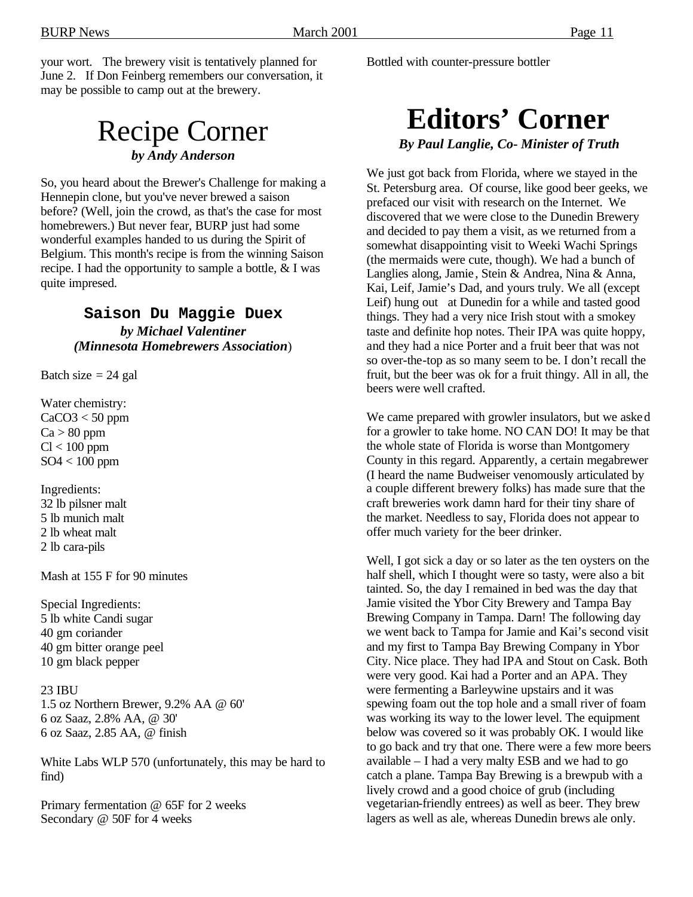your wort. The brewery visit is tentatively planned for June 2. If Don Feinberg remembers our conversation, it may be possible to camp out at the brewery.

# Recipe Corner

***by Andy Anderson***

So, you heard about the Brewer's Challenge for making a Hennepin clone, but you've never brewed a saison before? (Well, join the crowd, as that's the case for most homebrewers.) But never fear, BURP just had some wonderful examples handed to us during the Spirit of Belgium. This month's recipe is from the winning Saison recipe. I had the opportunity to sample a bottle, & I was quite impresed.

### Saison Du Maggie Duex

***by Michael Valentiner***
***(Minnesota Homebrewers Association)***

Batch size = 24 gal

Water chemistry:
$CaCO_3$ < 50 ppm
Ca > 80 ppm
Cl < 100 ppm
$SO_4$ < 100 ppm

Ingredients:
32 lb pilsner malt
5 lb munich malt
2 lb wheat malt
2 lb cara-pils

Mash at 155 F for 90 minutes

Special Ingredients:
5 lb white Candi sugar
40 gm coriander
40 gm bitter orange peel
10 gm black pepper

23 IBU
1.5 oz Northern Brewer, 9.2% AA @ 60'
6 oz Saaz, 2.8% AA, @ 30'
6 oz Saaz, 2.85 AA, @ finish

White Labs WLP 570 (unfortunately, this may be hard to find)

Primary fermentation @ 65F for 2 weeks
Secondary @ 50F for 4 weeks

Bottled with counter-pressure bottler

# Editors' Corner

***By Paul Langlie, Co- Minister of Truth***

We just got back from Florida, where we stayed in the St. Petersburg area. Of course, like good beer geeks, we prefaced our visit with research on the Internet. We discovered that we were close to the Dunedin Brewery and decided to pay them a visit, as we returned from a somewhat disappointing visit to Weeki Wachi Springs (the mermaids were cute, though). We had a bunch of Langlies along, Jamie, Stein & Andrea, Nina & Anna, Kai, Leif, Jamie's Dad, and yours truly. We all (except Leif) hung out at Dunedin for a while and tasted good things. They had a very nice Irish stout with a smokey taste and definite hop notes. Their IPA was quite hoppy, and they had a nice Porter and a fruit beer that was not so over-the-top as so many seem to be. I don't recall the fruit, but the beer was ok for a fruit thingy. All in all, the beers were well crafted.

We came prepared with growler insulators, but we asked for a growler to take home. NO CAN DO! It may be that the whole state of Florida is worse than Montgomery County in this regard. Apparently, a certain megabrewer (I heard the name Budweiser venomously articulated by a couple different brewery folks) has made sure that the craft breweries work damn hard for their tiny share of the market. Needless to say, Florida does not appear to offer much variety for the beer drinker.

Well, I got sick a day or so later as the ten oysters on the half shell, which I thought were so tasty, were also a bit tainted. So, the day I remained in bed was the day that Jamie visited the Ybor City Brewery and Tampa Bay Brewing Company in Tampa. Darn! The following day we went back to Tampa for Jamie and Kai's second visit and my first to Tampa Bay Brewing Company in Ybor City. Nice place. They had IPA and Stout on Cask. Both were very good. Kai had a Porter and an APA. They were fermenting a Barleywine upstairs and it was spewing foam out the top hole and a small river of foam was working its way to the lower level. The equipment below was covered so it was probably OK. I would like to go back and try that one. There were a few more beers available – I had a very malty ESB and we had to go catch a plane. Tampa Bay Brewing is a brewpub with a lively crowd and a good choice of grub (including vegetarian-friendly entrees) as well as beer. They brew lagers as well as ale, whereas Dunedin brews ale only.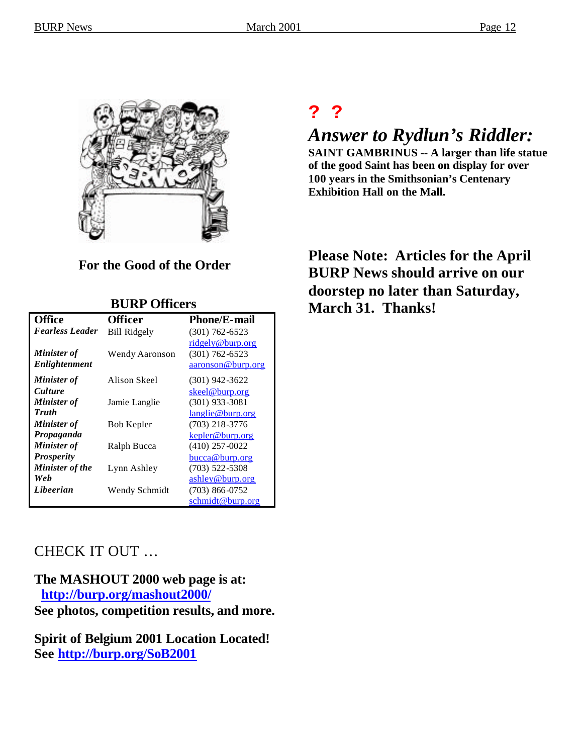**For the Good of the Order**

**BURP Officers**

| Office | Officer | Phone/E-mail |
|---|---|---|
| ***Fearless Leader*** | Bill Ridgely | (301) 762-6523 ridgely@burp.org |
| ***Minister of Enlightenment*** | Wendy Aaronson | (301) 762-6523 aaronson@burp.org |
| ***Minister of Culture*** | Alison Skeel | (301) 942-3622 skeel@burp.org |
| ***Minister of Truth*** | Jamie Langlie | (301) 933-3081 langlie@burp.org |
| ***Minister of Propaganda*** | Bob Kepler | (703) 218-3776 kepler@burp.org |
| ***Minister of Prosperity*** | Ralph Bucca | (410) 257-0022 bucca@burp.org |
| ***Minister of the Web*** | Lynn Ashley | (703) 522-5308 ashley@burp.org |
| ***Libeerian*** | Wendy Schmidt | (703) 866-0752 schmidt@burp.org |

CHECK IT OUT …

**The MASHOUT 2000 web page is at:**
**http://burp.org/mashout2000/**
**See photos, competition results, and more.**

**Spirit of Belgium 2001 Location Located!**
**See http://burp.org/SoB2001**

**? ?**

## *Answer to Rydlun's Riddler:*

**SAINT GAMBRINUS -- A larger than life statue of the good Saint has been on display for over 100 years in the Smithsonian's Centenary Exhibition Hall on the Mall.**

**Please Note: Articles for the April BURP News should arrive on our doorstep no later than Saturday, March 31. Thanks!**